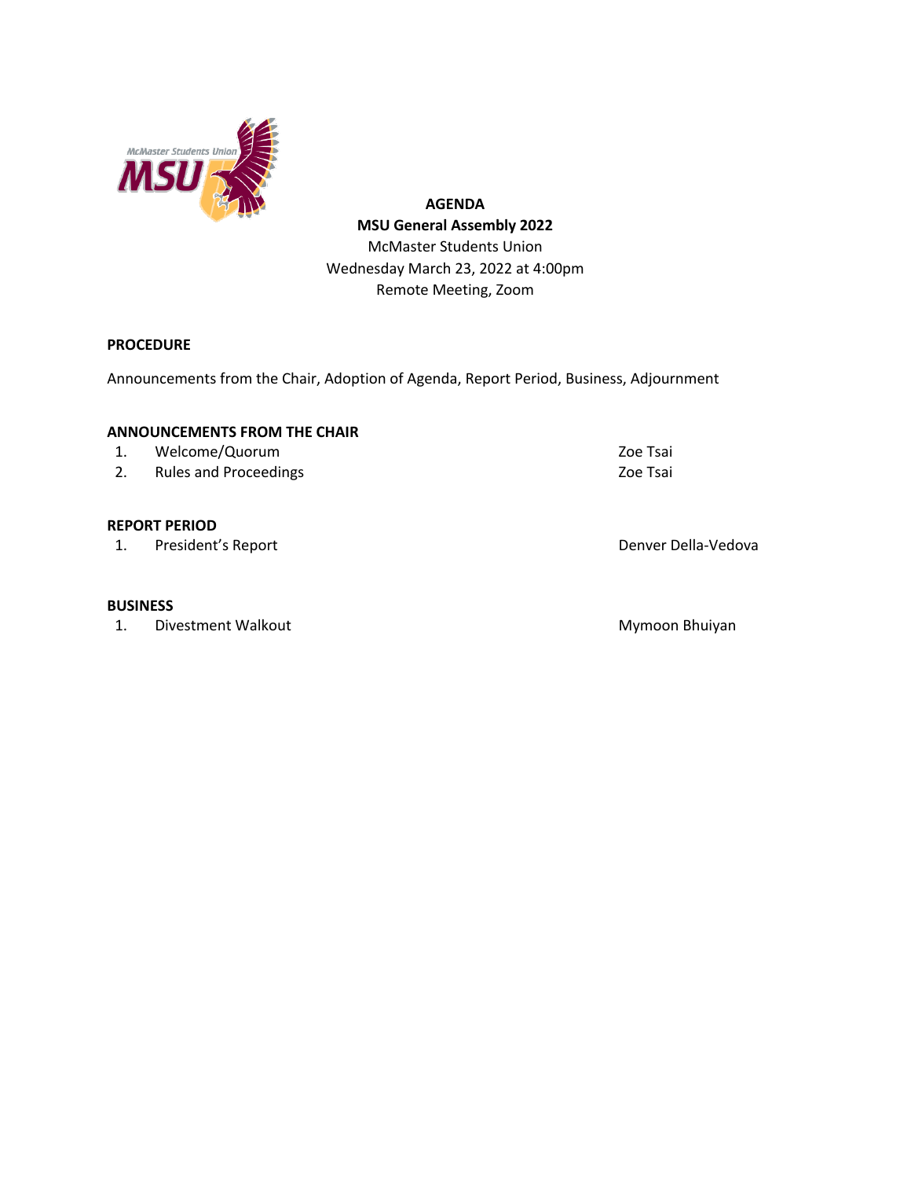**AGENDA**

**MSU General Assembly 2022**

McMaster Students Union

Wednesday March 23, 2022 at 4:00pm

Remote Meeting, Zoom

**PROCEDURE**

Announcements from the Chair, Adoption of Agenda, Report Period, Business, Adjournment

**ANNOUNCEMENTS FROM THE CHAIR**

| | | |
|---|---|---|
| 1. | Welcome/Quorum | Zoe Tsai |
| 2. | Rules and Proceedings | Zoe Tsai |

**REPORT PERIOD**

| | | |
|---|---|---|
| 1. | President's Report | Denver Della-Vedova |

**BUSINESS**

| | | |
|---|---|---|
| 1. | Divestment Walkout | Mymoon Bhuiyan |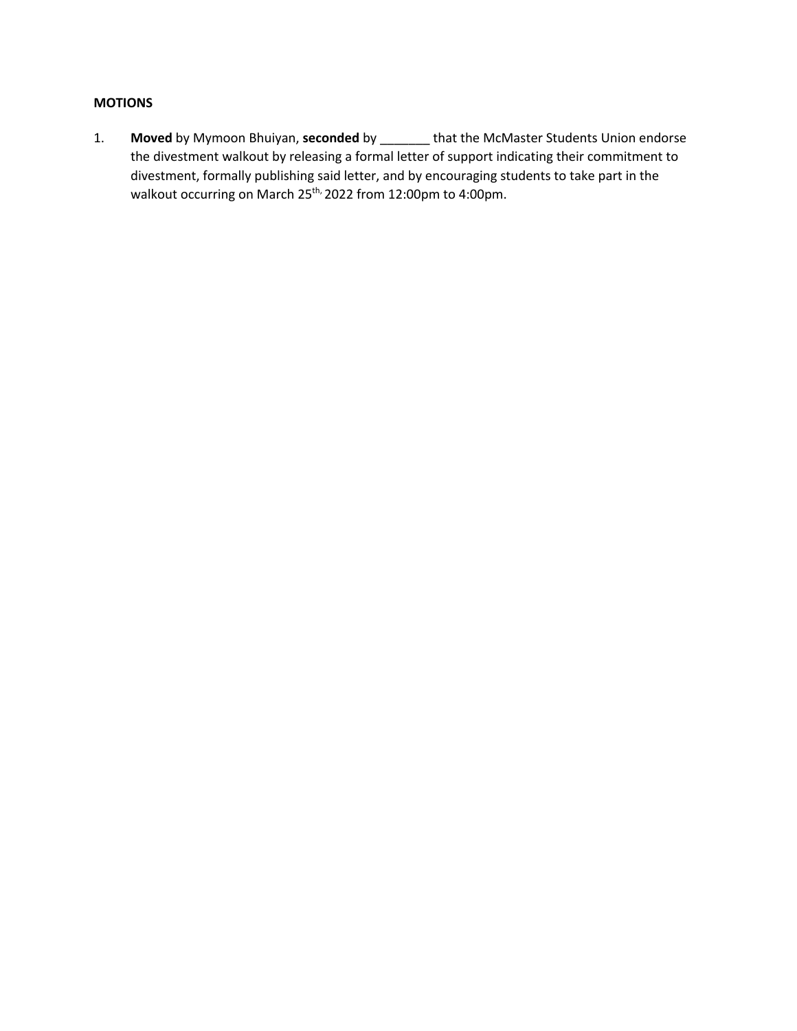**MOTIONS**

1. **Moved** by Mymoon Bhuiyan, **seconded** by _______ that the McMaster Students Union endorse the divestment walkout by releasing a formal letter of support indicating their commitment to divestment, formally publishing said letter, and by encouraging students to take part in the walkout occurring on March 25th, 2022 from 12:00pm to 4:00pm.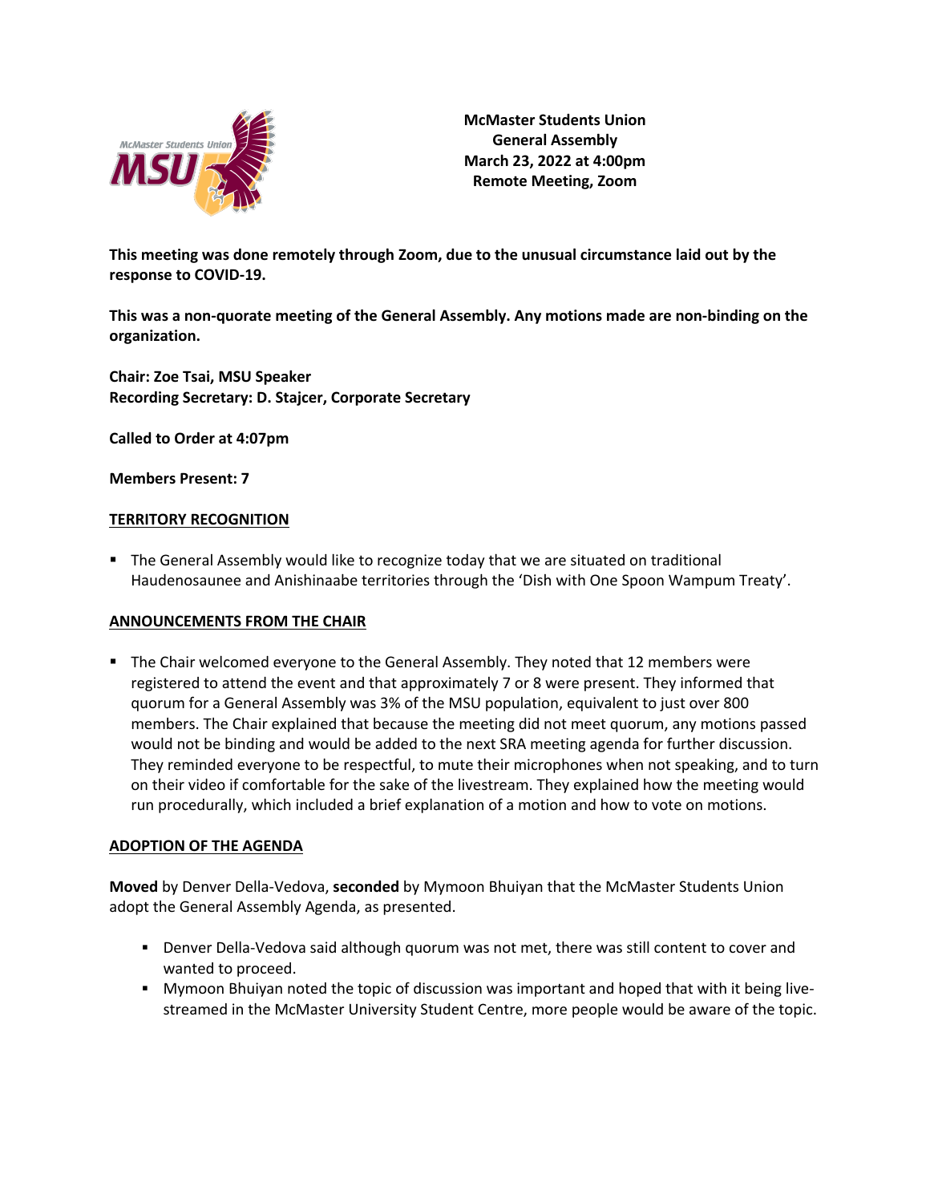**McMaster Students Union**
**General Assembly**
**March 23, 2022 at 4:00pm**
**Remote Meeting, Zoom**

**This meeting was done remotely through Zoom, due to the unusual circumstance laid out by the response to COVID-19.**

**This was a non-quorate meeting of the General Assembly. Any motions made are non-binding on the organization.**

**Chair: Zoe Tsai, MSU Speaker**
**Recording Secretary: D. Stajcer, Corporate Secretary**

**Called to Order at 4:07pm**

**Members Present: 7**

## TERRITORY RECOGNITION

- The General Assembly would like to recognize today that we are situated on traditional Haudenosaunee and Anishinaabe territories through the 'Dish with One Spoon Wampum Treaty'.

## ANNOUNCEMENTS FROM THE CHAIR

- The Chair welcomed everyone to the General Assembly. They noted that 12 members were registered to attend the event and that approximately 7 or 8 were present. They informed that quorum for a General Assembly was 3% of the MSU population, equivalent to just over 800 members. The Chair explained that because the meeting did not meet quorum, any motions passed would not be binding and would be added to the next SRA meeting agenda for further discussion. They reminded everyone to be respectful, to mute their microphones when not speaking, and to turn on their video if comfortable for the sake of the livestream. They explained how the meeting would run procedurally, which included a brief explanation of a motion and how to vote on motions.

## ADOPTION OF THE AGENDA

**Moved** by Denver Della-Vedova, **seconded** by Mymoon Bhuiyan that the McMaster Students Union adopt the General Assembly Agenda, as presented.

- Denver Della-Vedova said although quorum was not met, there was still content to cover and wanted to proceed.
- Mymoon Bhuiyan noted the topic of discussion was important and hoped that with it being live-streamed in the McMaster University Student Centre, more people would be aware of the topic.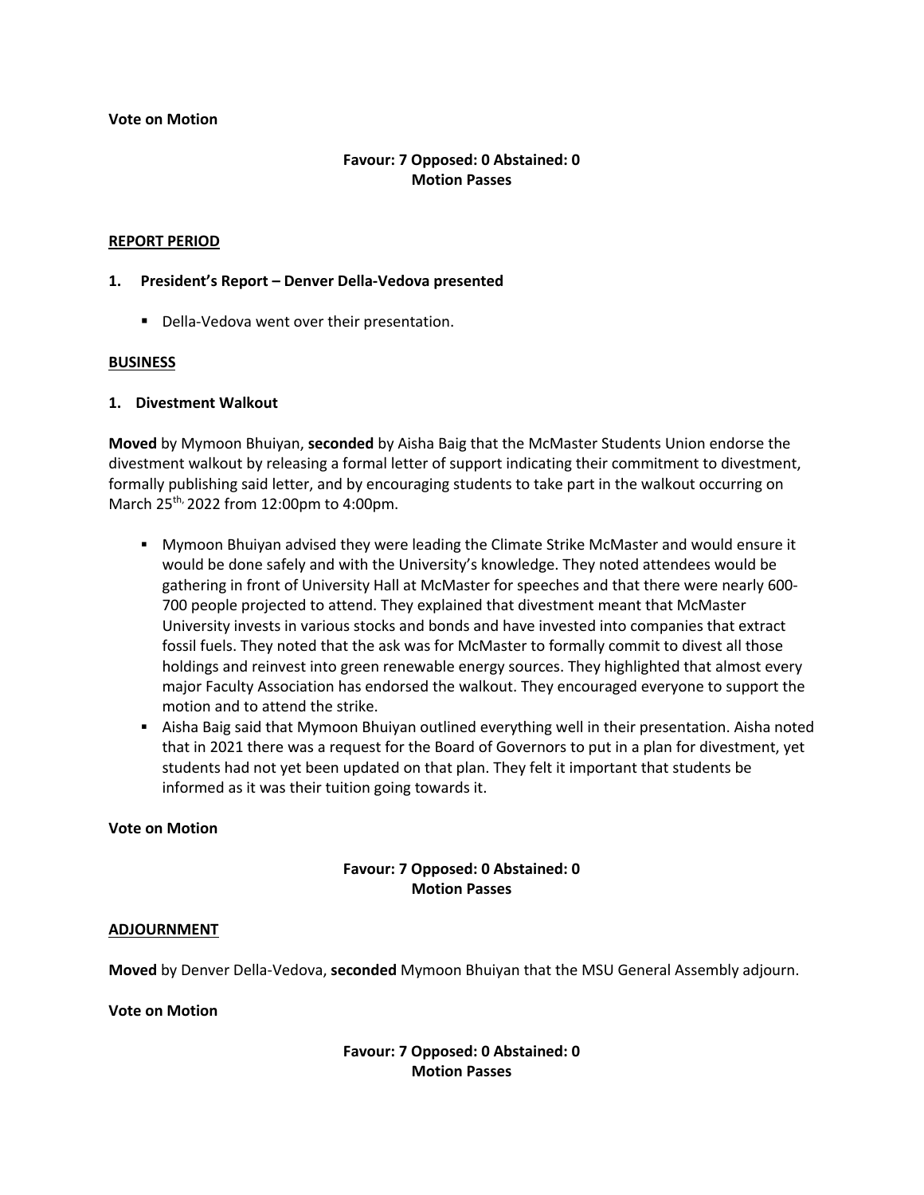**Vote on Motion**

**Favour: 7 Opposed: 0 Abstained: 0**
**Motion Passes**

**REPORT PERIOD**

**1. President's Report – Denver Della-Vedova presented**

- Della-Vedova went over their presentation.

**BUSINESS**

**1. Divestment Walkout**

**Moved** by Mymoon Bhuiyan, **seconded** by Aisha Baig that the McMaster Students Union endorse the divestment walkout by releasing a formal letter of support indicating their commitment to divestment, formally publishing said letter, and by encouraging students to take part in the walkout occurring on March 25th, 2022 from 12:00pm to 4:00pm.

- Mymoon Bhuiyan advised they were leading the Climate Strike McMaster and would ensure it would be done safely and with the University's knowledge. They noted attendees would be gathering in front of University Hall at McMaster for speeches and that there were nearly 600-700 people projected to attend. They explained that divestment meant that McMaster University invests in various stocks and bonds and have invested into companies that extract fossil fuels. They noted that the ask was for McMaster to formally commit to divest all those holdings and reinvest into green renewable energy sources. They highlighted that almost every major Faculty Association has endorsed the walkout. They encouraged everyone to support the motion and to attend the strike.
- Aisha Baig said that Mymoon Bhuiyan outlined everything well in their presentation. Aisha noted that in 2021 there was a request for the Board of Governors to put in a plan for divestment, yet students had not yet been updated on that plan. They felt it important that students be informed as it was their tuition going towards it.

**Vote on Motion**

**Favour: 7 Opposed: 0 Abstained: 0**
**Motion Passes**

**ADJOURNMENT**

**Moved** by Denver Della-Vedova, **seconded** Mymoon Bhuiyan that the MSU General Assembly adjourn.

**Vote on Motion**

**Favour: 7 Opposed: 0 Abstained: 0**
**Motion Passes**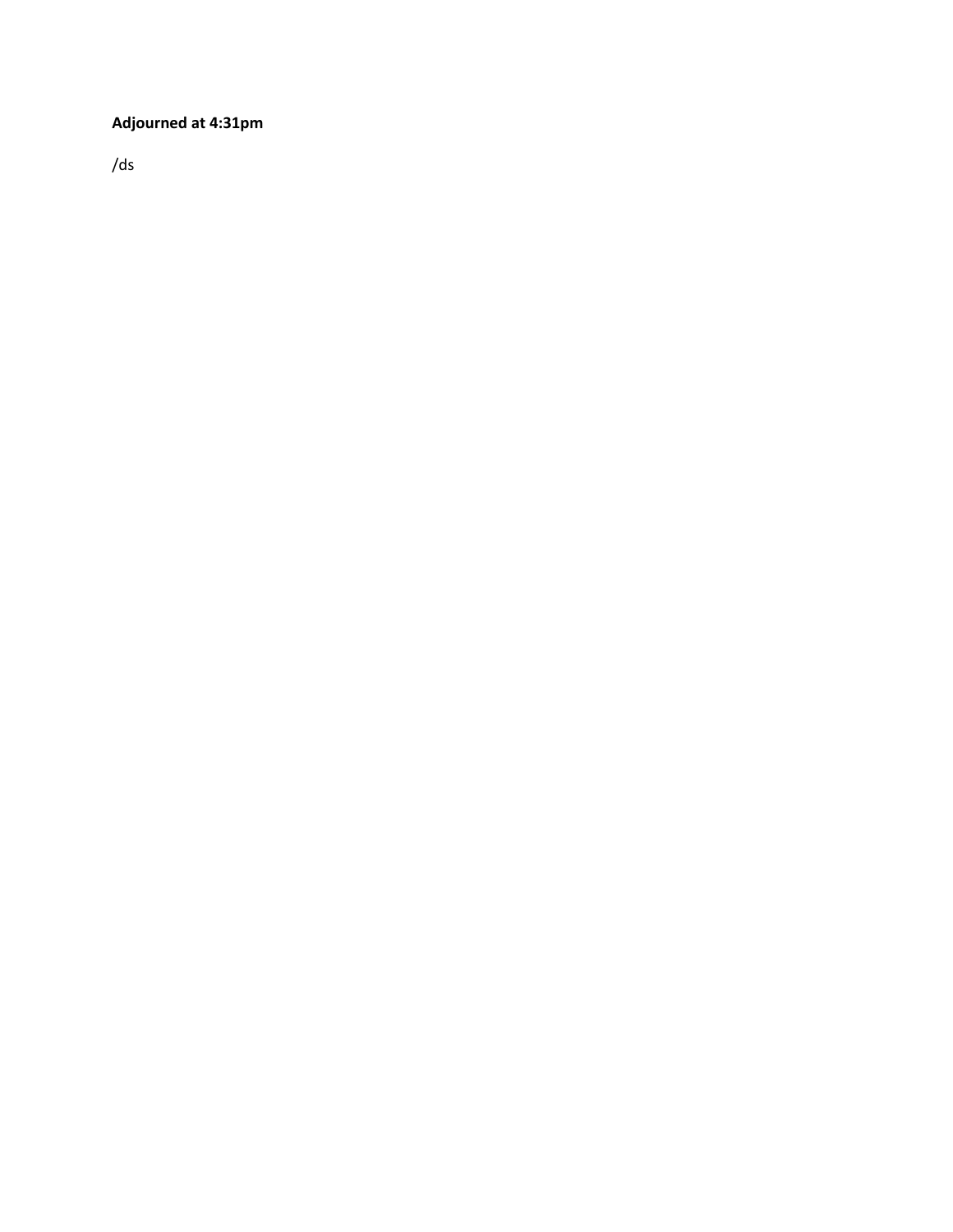**Adjourned at 4:31pm**

/ds